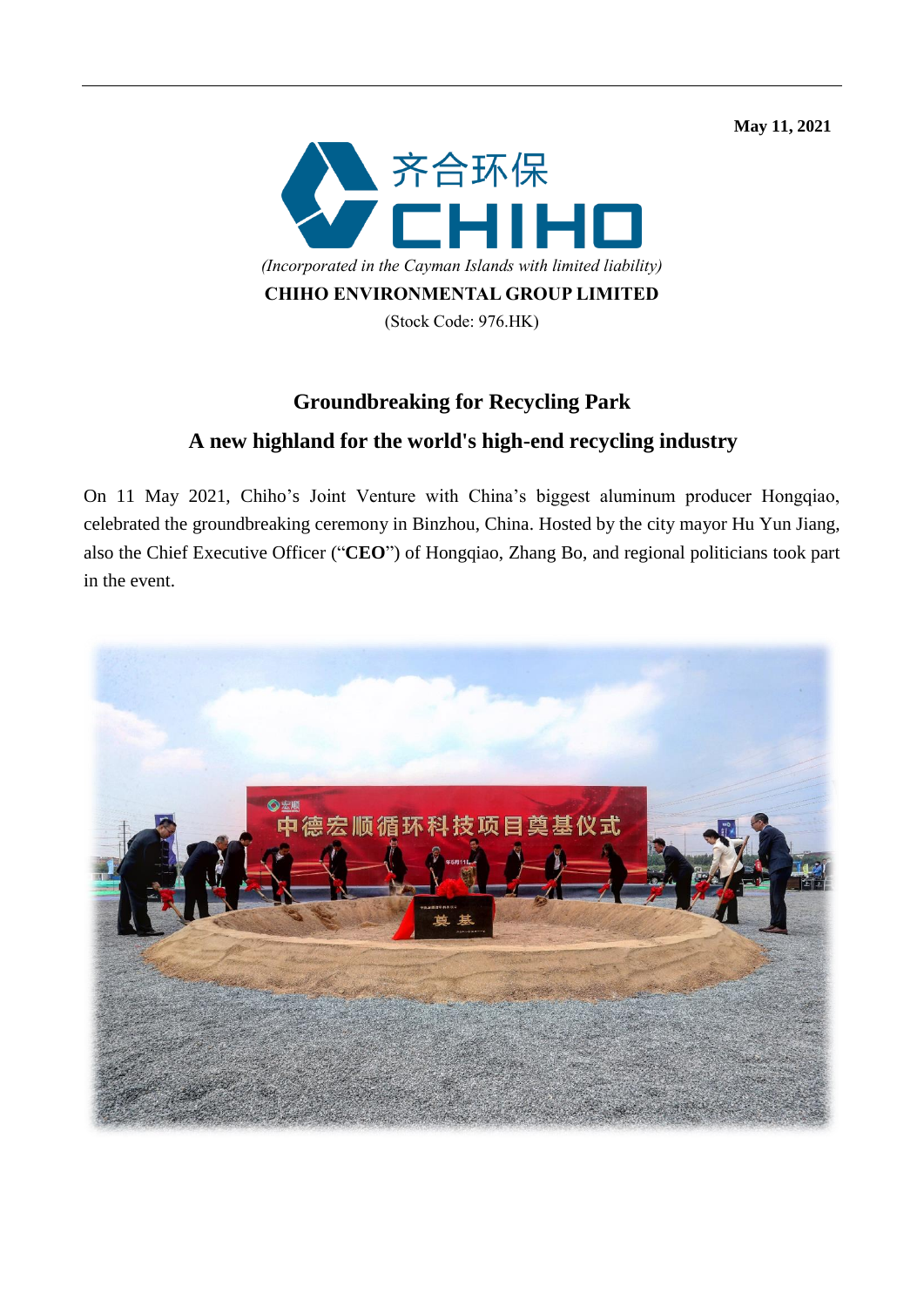May 11, 2021

齐合环保
CHIHO

*(Incorporated in the Cayman Islands with limited liability)*

**CHIHO ENVIRONMENTAL GROUP LIMITED**

(Stock Code: 976.HK)

## Groundbreaking for Recycling Park

## A new highland for the world's high-end recycling industry

On 11 May 2021, Chiho's Joint Venture with China's biggest aluminum producer Hongqiao, celebrated the groundbreaking ceremony in Binzhou, China. Hosted by the city mayor Hu Yun Jiang, also the Chief Executive Officer ("**CEO**") of Hongqiao, Zhang Bo, and regional politicians took part in the event.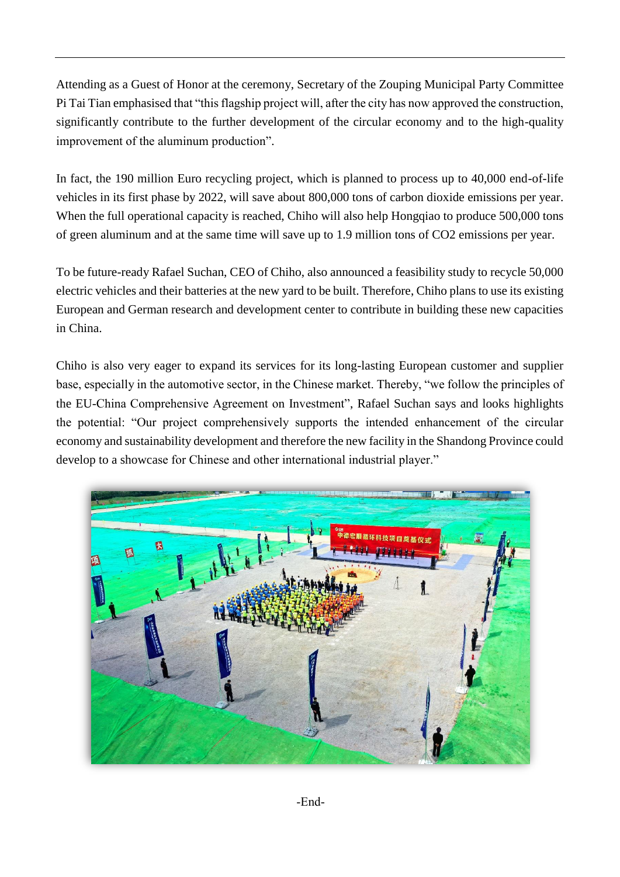Attending as a Guest of Honor at the ceremony, Secretary of the Zouping Municipal Party Committee Pi Tai Tian emphasised that “this flagship project will, after the city has now approved the construction, significantly contribute to the further development of the circular economy and to the high-quality improvement of the aluminum production”.

In fact, the 190 million Euro recycling project, which is planned to process up to 40,000 end-of-life vehicles in its first phase by 2022, will save about 800,000 tons of carbon dioxide emissions per year. When the full operational capacity is reached, Chiho will also help Hongqiao to produce 500,000 tons of green aluminum and at the same time will save up to 1.9 million tons of $CO_2$ emissions per year.

To be future-ready Rafael Suchan, CEO of Chiho, also announced a feasibility study to recycle 50,000 electric vehicles and their batteries at the new yard to be built. Therefore, Chiho plans to use its existing European and German research and development center to contribute in building these new capacities in China.

Chiho is also very eager to expand its services for its long-lasting European customer and supplier base, especially in the automotive sector, in the Chinese market. Thereby, “we follow the principles of the EU-China Comprehensive Agreement on Investment”, Rafael Suchan says and looks highlights the potential: “Our project comprehensively supports the intended enhancement of the circular economy and sustainability development and therefore the new facility in the Shandong Province could develop to a showcase for Chinese and other international industrial player.”

-End-